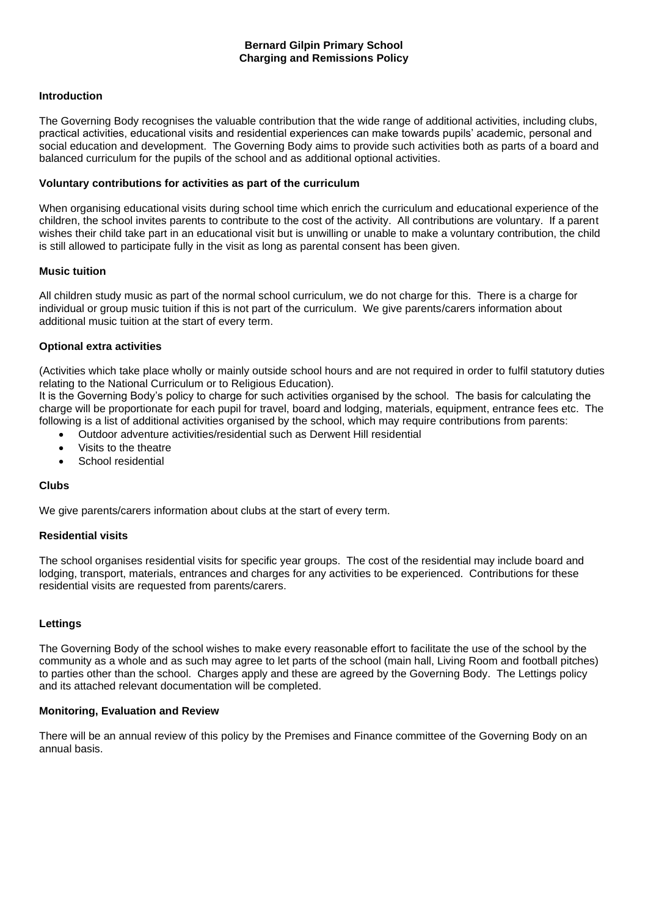# Bernard Gilpin Primary School
# Charging and Remissions Policy

## Introduction

The Governing Body recognises the valuable contribution that the wide range of additional activities, including clubs, practical activities, educational visits and residential experiences can make towards pupils' academic, personal and social education and development. The Governing Body aims to provide such activities both as parts of a board and balanced curriculum for the pupils of the school and as additional optional activities.

## Voluntary contributions for activities as part of the curriculum

When organising educational visits during school time which enrich the curriculum and educational experience of the children, the school invites parents to contribute to the cost of the activity. All contributions are voluntary. If a parent wishes their child take part in an educational visit but is unwilling or unable to make a voluntary contribution, the child is still allowed to participate fully in the visit as long as parental consent has been given.

## Music tuition

All children study music as part of the normal school curriculum, we do not charge for this. There is a charge for individual or group music tuition if this is not part of the curriculum. We give parents/carers information about additional music tuition at the start of every term.

## Optional extra activities

(Activities which take place wholly or mainly outside school hours and are not required in order to fulfil statutory duties relating to the National Curriculum or to Religious Education).

It is the Governing Body's policy to charge for such activities organised by the school. The basis for calculating the charge will be proportionate for each pupil for travel, board and lodging, materials, equipment, entrance fees etc. The following is a list of additional activities organised by the school, which may require contributions from parents:

- Outdoor adventure activities/residential such as Derwent Hill residential
- Visits to the theatre
- School residential

## Clubs

We give parents/carers information about clubs at the start of every term.

## Residential visits

The school organises residential visits for specific year groups. The cost of the residential may include board and lodging, transport, materials, entrances and charges for any activities to be experienced. Contributions for these residential visits are requested from parents/carers.

## Lettings

The Governing Body of the school wishes to make every reasonable effort to facilitate the use of the school by the community as a whole and as such may agree to let parts of the school (main hall, Living Room and football pitches) to parties other than the school. Charges apply and these are agreed by the Governing Body. The Lettings policy and its attached relevant documentation will be completed.

## Monitoring, Evaluation and Review

There will be an annual review of this policy by the Premises and Finance committee of the Governing Body on an annual basis.